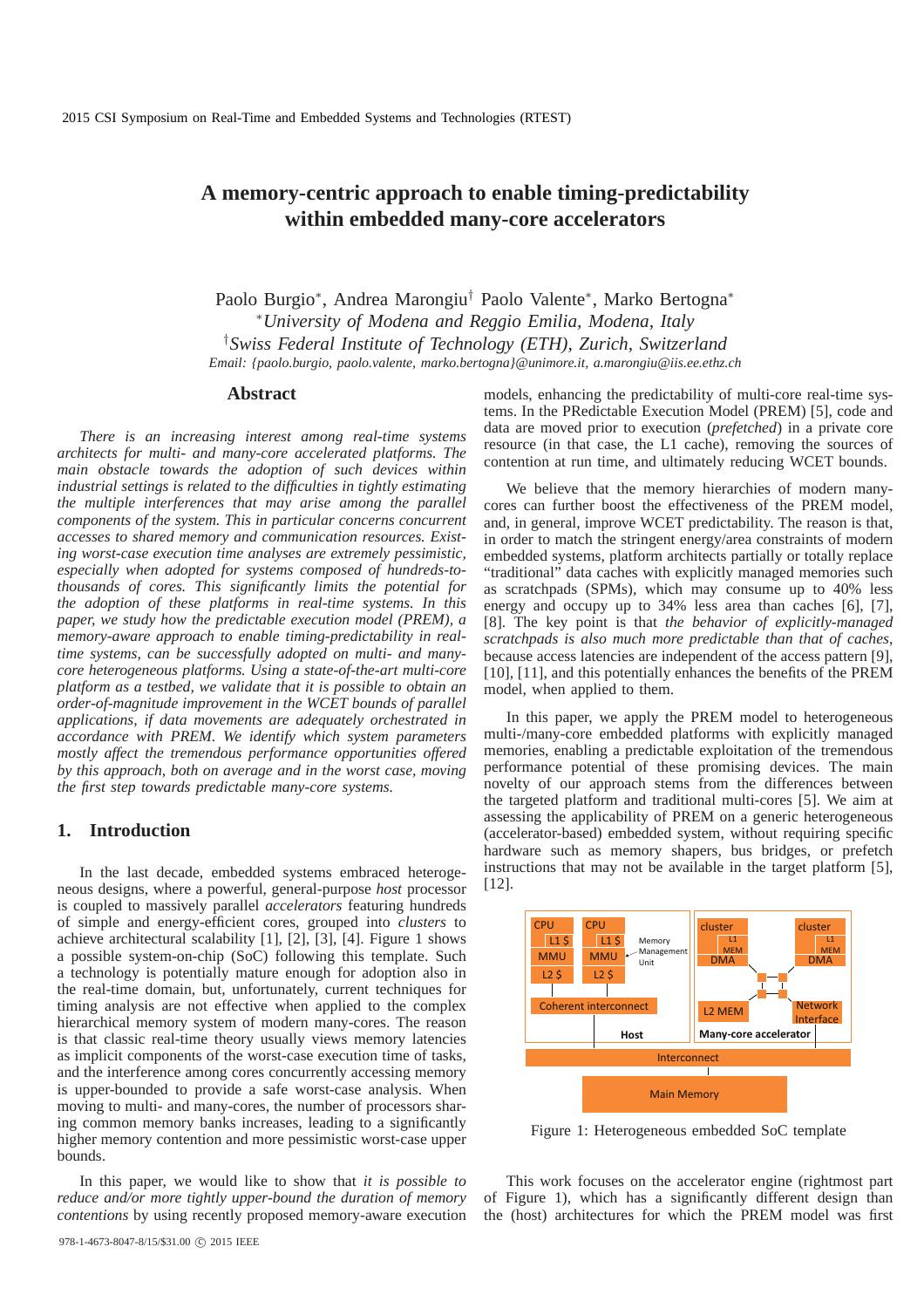# A memory-centric approach to enable timing-predictability within embedded many-core accelerators

Paolo Burgio*, Andrea Marongiu† Paolo Valente*, Marko Bertogna*

*University of Modena and Reggio Emilia, Modena, Italy

†Swiss Federal Institute of Technology (ETH), Zurich, Switzerland

Email: {paolo.burgio, paolo.valente, marko.bertogna}@unimore.it, a.marongiu@iis.ee.ethz.ch

## Abstract

*There is an increasing interest among real-time systems architects for multi- and many-core accelerated platforms. The main obstacle towards the adoption of such devices within industrial settings is related to the difficulties in tightly estimating the multiple interferences that may arise among the parallel components of the system. This in particular concerns concurrent accesses to shared memory and communication resources. Existing worst-case execution time analyses are extremely pessimistic, especially when adopted for systems composed of hundreds-to-thousands of cores. This significantly limits the potential for the adoption of these platforms in real-time systems. In this paper, we study how the predictable execution model (PREM), a memory-aware approach to enable timing-predictability in real-time systems, can be successfully adopted on multi- and many-core heterogeneous platforms. Using a state-of-the-art multi-core platform as a testbed, we validate that it is possible to obtain an order-of-magnitude improvement in the WCET bounds of parallel applications, if data movements are adequately orchestrated in accordance with PREM. We identify which system parameters mostly affect the tremendous performance opportunities offered by this approach, both on average and in the worst case, moving the first step towards predictable many-core systems.*

## 1. Introduction

In the last decade, embedded systems embraced heterogeneous designs, where a powerful, general-purpose *host* processor is coupled to massively parallel *accelerators* featuring hundreds of simple and energy-efficient cores, grouped into *clusters* to achieve architectural scalability [1], [2], [3], [4]. Figure 1 shows a possible system-on-chip (SoC) following this template. Such a technology is potentially mature enough for adoption also in the real-time domain, but, unfortunately, current techniques for timing analysis are not effective when applied to the complex hierarchical memory system of modern many-cores. The reason is that classic real-time theory usually views memory latencies as implicit components of the worst-case execution time of tasks, and the interference among cores concurrently accessing memory is upper-bounded to provide a safe worst-case analysis. When moving to multi- and many-cores, the number of processors sharing common memory banks increases, leading to a significantly higher memory contention and more pessimistic worst-case upper bounds.

In this paper, we would like to show that *it is possible to reduce and/or more tightly upper-bound the duration of memory contentions* by using recently proposed memory-aware execution models, enhancing the predictability of multi-core real-time systems. In the PRedictable Execution Model (PREM) [5], code and data are moved prior to execution (*prefetched*) in a private core resource (in that case, the L1 cache), removing the sources of contention at run time, and ultimately reducing WCET bounds.

We believe that the memory hierarchies of modern many-cores can further boost the effectiveness of the PREM model, and, in general, improve WCET predictability. The reason is that, in order to match the stringent energy/area constraints of modern embedded systems, platform architects partially or totally replace "traditional" data caches with explicitly managed memories such as scratchpads (SPMs), which may consume up to 40% less energy and occupy up to 34% less area than caches [6], [7], [8]. The key point is that *the behavior of explicitly-managed scratchpads is also much more predictable than that of caches*, because access latencies are independent of the access pattern [9], [10], [11], and this potentially enhances the benefits of the PREM model, when applied to them.

In this paper, we apply the PREM model to heterogeneous multi-/many-core embedded platforms with explicitly managed memories, enabling a predictable exploitation of the tremendous performance potential of these promising devices. The main novelty of our approach stems from the differences between the targeted platform and traditional multi-cores [5]. We aim at assessing the applicability of PREM on a generic heterogeneous (accelerator-based) embedded system, without requiring specific hardware such as memory shapers, bus bridges, or prefetch instructions that may not be available in the target platform [5], [12].

Figure 1: Heterogeneous embedded SoC template

This work focuses on the accelerator engine (rightmost part of Figure 1), which has a significantly different design than the (host) architectures for which the PREM model was first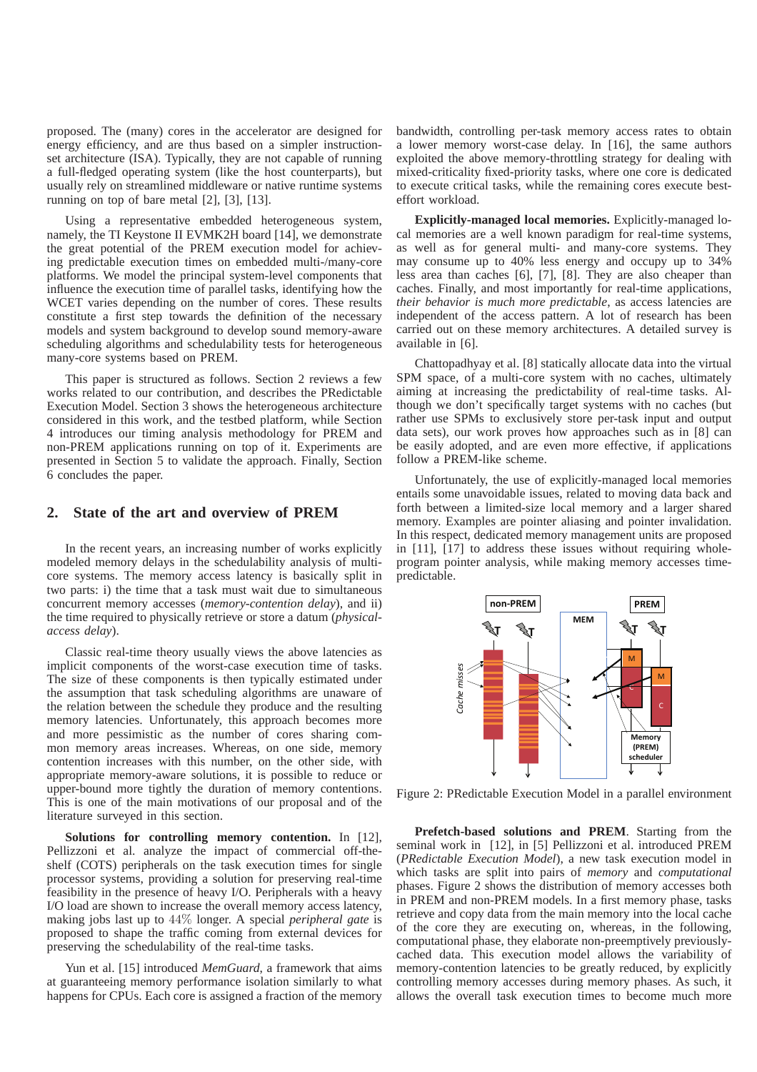proposed. The (many) cores in the accelerator are designed for energy efficiency, and are thus based on a simpler instruction-set architecture (ISA). Typically, they are not capable of running a full-fledged operating system (like the host counterparts), but usually rely on streamlined middleware or native runtime systems running on top of bare metal [2], [3], [13].

Using a representative embedded heterogeneous system, namely, the TI Keystone II EVMK2H board [14], we demonstrate the great potential of the PREM execution model for achieving predictable execution times on embedded multi-/many-core platforms. We model the principal system-level components that influence the execution time of parallel tasks, identifying how the WCET varies depending on the number of cores. These results constitute a first step towards the definition of the necessary models and system background to develop sound memory-aware scheduling algorithms and schedulability tests for heterogeneous many-core systems based on PREM.

This paper is structured as follows. Section 2 reviews a few works related to our contribution, and describes the PRedictable Execution Model. Section 3 shows the heterogeneous architecture considered in this work, and the testbed platform, while Section 4 introduces our timing analysis methodology for PREM and non-PREM applications running on top of it. Experiments are presented in Section 5 to validate the approach. Finally, Section 6 concludes the paper.

## 2. State of the art and overview of PREM

In the recent years, an increasing number of works explicitly modeled memory delays in the schedulability analysis of multi-core systems. The memory access latency is basically split in two parts: i) the time that a task must wait due to simultaneous concurrent memory accesses (*memory-contention delay*), and ii) the time required to physically retrieve or store a datum (*physical-access delay*).

Classic real-time theory usually views the above latencies as implicit components of the worst-case execution time of tasks. The size of these components is then typically estimated under the assumption that task scheduling algorithms are unaware of the relation between the schedule they produce and the resulting memory latencies. Unfortunately, this approach becomes more and more pessimistic as the number of cores sharing common memory areas increases. Whereas, on one side, memory contention increases with this number, on the other side, with appropriate memory-aware solutions, it is possible to reduce or upper-bound more tightly the duration of memory contentions. This is one of the main motivations of our proposal and of the literature surveyed in this section.

**Solutions for controlling memory contention.** In [12], Pellizzoni et al. analyze the impact of commercial off-the-shelf (COTS) peripherals on the task execution times for single processor systems, providing a solution for preserving real-time feasibility in the presence of heavy I/O. Peripherals with a heavy I/O load are shown to increase the overall memory access latency, making jobs last up to $44\%$ longer. A special *peripheral gate* is proposed to shape the traffic coming from external devices for preserving the schedulability of the real-time tasks.

Yun et al. [15] introduced *MemGuard*, a framework that aims at guaranteeing memory performance isolation similarly to what happens for CPUs. Each core is assigned a fraction of the memory bandwidth, controlling per-task memory access rates to obtain a lower memory worst-case delay. In [16], the same authors exploited the above memory-throttling strategy for dealing with mixed-criticality fixed-priority tasks, where one core is dedicated to execute critical tasks, while the remaining cores execute best-effort workload.

**Explicitly-managed local memories.** Explicitly-managed local memories are a well known paradigm for real-time systems, as well as for general multi- and many-core systems. They may consume up to 40% less energy and occupy up to 34% less area than caches [6], [7], [8]. They are also cheaper than caches. Finally, and most importantly for real-time applications, *their behavior is much more predictable*, as access latencies are independent of the access pattern. A lot of research has been carried out on these memory architectures. A detailed survey is available in [6].

Chattopadhyay et al. [8] statically allocate data into the virtual SPM space, of a multi-core system with no caches, ultimately aiming at increasing the predictability of real-time tasks. Although we don't specifically target systems with no caches (but rather use SPMs to exclusively store per-task input and output data sets), our work proves how approaches such as in [8] can be easily adopted, and are even more effective, if applications follow a PREM-like scheme.

Unfortunately, the use of explicitly-managed local memories entails some unavoidable issues, related to moving data back and forth between a limited-size local memory and a larger shared memory. Examples are pointer aliasing and pointer invalidation. In this respect, dedicated memory management units are proposed in [11], [17] to address these issues without requiring whole-program pointer analysis, while making memory accesses time-predictable.

Figure 2: PRedictable Execution Model in a parallel environment

**Prefetch-based solutions and PREM**. Starting from the seminal work in [12], in [5] Pellizzoni et al. introduced PREM (*PRedictable Execution Model*), a new task execution model in which tasks are split into pairs of *memory* and *computational* phases. Figure 2 shows the distribution of memory accesses both in PREM and non-PREM models. In a first memory phase, tasks retrieve and copy data from the main memory into the local cache of the core they are executing on, whereas, in the following, computational phase, they elaborate non-preemptively previously-cached data. This execution model allows the variability of memory-contention latencies to be greatly reduced, by explicitly controlling memory accesses during memory phases. As such, it allows the overall task execution times to become much more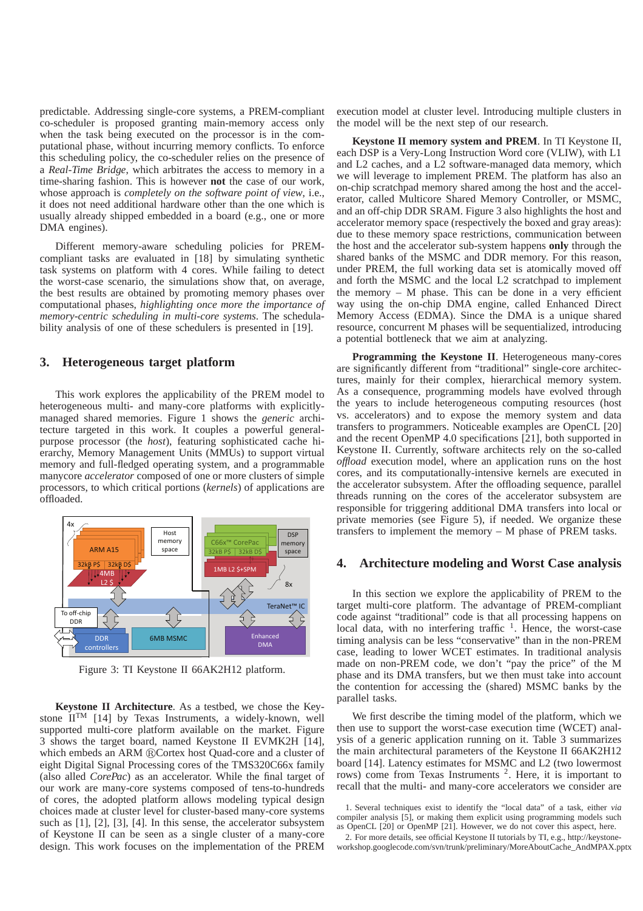predictable. Addressing single-core systems, a PREM-compliant co-scheduler is proposed granting main-memory access only when the task being executed on the processor is in the computational phase, without incurring memory conflicts. To enforce this scheduling policy, the co-scheduler relies on the presence of a *Real-Time Bridge*, which arbitrates the access to memory in a time-sharing fashion. This is however **not** the case of our work, whose approach is *completely on the software point of view*, i.e., it does not need additional hardware other than the one which is usually already shipped embedded in a board (e.g., one or more DMA engines).

Different memory-aware scheduling policies for PREM-compliant tasks are evaluated in [18] by simulating synthetic task systems on platform with 4 cores. While failing to detect the worst-case scenario, the simulations show that, on average, the best results are obtained by promoting memory phases over computational phases, *highlighting once more the importance of memory-centric scheduling in multi-core systems*. The schedulability analysis of one of these schedulers is presented in [19].

## 3. Heterogeneous target platform

This work explores the applicability of the PREM model to heterogeneous multi- and many-core platforms with explicitly-managed shared memories. Figure 1 shows the *generic* architecture targeted in this work. It couples a powerful general-purpose processor (the *host*), featuring sophisticated cache hierarchy, Memory Management Units (MMUs) to support virtual memory and full-fledged operating system, and a programmable manycore *accelerator* composed of one or more clusters of simple processors, to which critical portions (*kernels*) of applications are offloaded.

Figure 3: TI Keystone II 66AK2H12 platform.

**Keystone II Architecture**. As a testbed, we chose the Keystone II™ [14] by Texas Instruments, a widely-known, well supported multi-core platform available on the market. Figure 3 shows the target board, named Keystone II EVMK2H [14], which embeds an ARM ®Cortex host Quad-core and a cluster of eight Digital Signal Processing cores of the TMS320C66x family (also alled *CorePac*) as an accelerator. While the final target of our work are many-core systems composed of tens-to-hundreds of cores, the adopted platform allows modeling typical design choices made at cluster level for cluster-based many-core systems such as [1], [2], [3], [4]. In this sense, the accelerator subsystem of Keystone II can be seen as a single cluster of a many-core design. This work focuses on the implementation of the PREM execution model at cluster level. Introducing multiple clusters in the model will be the next step of our research.

**Keystone II memory system and PREM**. In TI Keystone II, each DSP is a Very-Long Instruction Word core (VLIW), with L1 and L2 caches, and a L2 software-managed data memory, which we will leverage to implement PREM. The platform has also an on-chip scratchpad memory shared among the host and the accelerator, called Multicore Shared Memory Controller, or MSMC, and an off-chip DDR SRAM. Figure 3 also highlights the host and accelerator memory space (respectively the boxed and gray areas): due to these memory space restrictions, communication between the host and the accelerator sub-system happens **only** through the shared banks of the MSMC and DDR memory. For this reason, under PREM, the full working data set is atomically moved off and forth the MSMC and the local L2 scratchpad to implement the memory – M phase. This can be done in a very efficient way using the on-chip DMA engine, called Enhanced Direct Memory Access (EDMA). Since the DMA is a unique shared resource, concurrent M phases will be serialized, introducing a potential bottleneck that we aim at analyzing.

**Programming the Keystone II**. Heterogeneous many-cores are significantly different from "traditional" single-core architectures, mainly for their complex, hierarchical memory system. As a consequence, programming models have evolved through the years to include heterogeneous computing resources (host vs. accelerators) and to expose the memory system and data transfers to programmers. Noticeable examples are OpenCL [20] and the recent OpenMP 4.0 specifications [21], both supported in Keystone II. Currently, software architects rely on the so-called *offload* execution model, where an application runs on the host cores, and its computationally-intensive kernels are executed in the accelerator subsystem. After the offloading sequence, parallel threads running on the cores of the accelerator subsystem are responsible for triggering additional DMA transfers into local or private memories (see Figure 5), if needed. We organize these transfers to implement the memory – M phase of PREM tasks.

## 4. Architecture modeling and Worst Case analysis

In this section we explore the applicability of PREM to the target multi-core platform. The advantage of PREM-compliant code against "traditional" code is that all processing happens on local data, with no interfering traffic [1]. Hence, the worst-case timing analysis can be less "conservative" than in the non-PREM case, leading to lower WCET estimates. In traditional analysis made on non-PREM code, we don't "pay the price" of the M phase and its DMA transfers, but we then must take into account the contention for accessing the (shared) MSMC banks by the parallel tasks.

We first describe the timing model of the platform, which we then use to support the worst-case execution time (WCET) analysis of a generic application running on it. Table 3 summarizes the main architectural parameters of the Keystone II 66AK2H12 board [14]. Latency estimates for MSMC and L2 (two lowermost rows) come from Texas Instruments [2]. Here, it is important to recall that the multi- and many-core accelerators we consider are

1. Several techniques exist to identify the "local data" of a task, either *via* compiler analysis [5], or making them explicit using programming models such as OpenCL [20] or OpenMP [21]. However, we do not cover this aspect, here.

2. For more details, see official Keystone II tutorials by TI, e.g., http://keystone-workshop.googlecode.com/svn/trunk/preliminary/MoreAboutCache_AndMPAX.pptx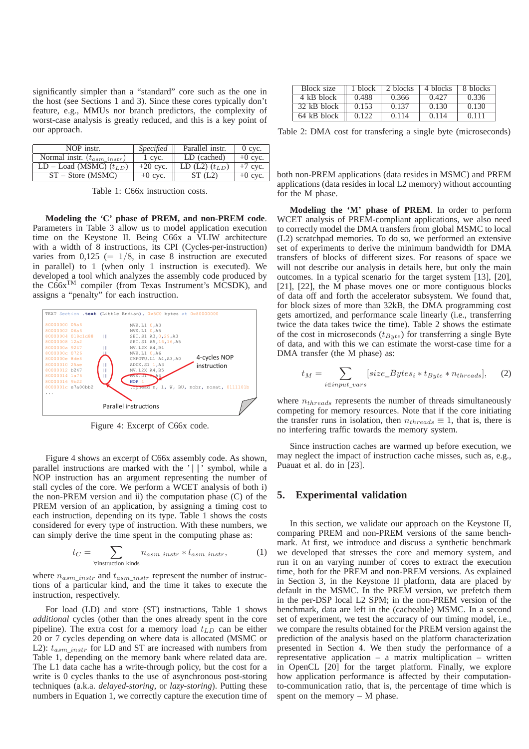significantly simpler than a "standard" core such as the one in the host (see Sections 1 and 3). Since these cores typically don't feature, e.g., MMUs nor branch predictors, the complexity of worst-case analysis is greatly reduced, and this is a key point of our approach.

| NOP instr. | *Specified* | Parallel instr. | 0 cyc. |
|---|---|---|---|
| Normal instr. ($t_{asm\_instr}$) | 1 cyc. | LD (cached) | +0 cyc. |
| LD – Load (MSMC) ($t_{LD}$) | +20 cyc. | LD (L2) ($t_{LD}$) | +7 cyc. |
| ST – Store (MSMC) | +0 cyc. | ST (L2) | +0 cyc. |

Table 1: C66x instruction costs.

**Modeling the 'C' phase of PREM, and non-PREM code**. Parameters in Table 3 allow us to model application execution time on the Keystone II. Being C66x a VLIW architecture with a width of 8 instructions, its CPI (Cycles-per-instruction) varies from 0,125 ($= 1/8$, in case 8 instruction are executed in parallel) to 1 (when only 1 instruction is executed). We developed a tool which analyzes the assembly code produced by the C66x™ compiler (from Texas Instrument's MCSDK), and assigns a "penalty" for each instruction.

```
TEXT Section .text (Little Endian), 0x5C0 bytes at 0x80000000

80000000 05a6                MVK.L1 0,A3
80000002 06a6                MVK.L1 0,A5
80000004 018c1d88   ||       SET.S1 A3,0,29,A3
80000008 12a2                SET.S1 A5,16,16,A5
8000000a 9247       ||       MV.L2X A4,B4
8000000c 0726       ||       MVK.L1 0,A6
8000000e 8de8                CMPGTU.L1 A4,A3,A0
80000010 25ae       ||       ADDK.S1 1,A3
80000012 b247       ||       MV.L2X A4,B5
80000014 1a76       ||       MVK.L1 1,A4
80000016 9b22                NOP 4
8000001c e7a00bb2            .fphead n, l, W, BU, nobr, nosat, 0111101b
...
```

4-cycles NOP instruction

Parallel instructions

Figure 4: Excerpt of C66x code.

Figure 4 shows an excerpt of C66x assembly code. As shown, parallel instructions are marked with the '||' symbol, while a NOP instruction has an argument representing the number of stall cycles of the core. We perform a WCET analysis of both i) the non-PREM version and ii) the computation phase (C) of the PREM version of an application, by assigning a timing cost to each instruction, depending on its type. Table 1 shows the costs considered for every type of instruction. With these numbers, we can simply derive the time spent in the computing phase as:

$$t_C = \sum_{\forall \text{instruction kinds}} n_{asm\_instr} * t_{asm\_instr}, \qquad (1)$$

where $n_{asm\_instr}$ and $t_{asm\_instr}$ represent the number of instructions of a particular kind, and the time it takes to execute the instruction, respectively.

For load (LD) and store (ST) instructions, Table 1 shows *additional* cycles (other than the ones already spent in the core pipeline). The extra cost for a memory load $t_{LD}$ can be either 20 or 7 cycles depending on where data is allocated (MSMC or L2): $t_{asm\_instr}$ for LD and ST are increased with numbers from Table 1, depending on the memory bank where related data are. The L1 data cache has a write-through policy, but the cost for a write is 0 cycles thanks to the use of asynchronous post-storing techniques (a.k.a. *delayed-storing*, or *lazy-storing*). Putting these numbers in Equation 1, we correctly capture the execution time of

| Block size | 1 block | 2 blocks | 4 blocks | 8 blocks |
|---|---|---|---|---|
| 4 kB block | 0.488 | 0.366 | 0.427 | 0.336 |
| 32 kB block | 0.153 | 0.137 | 0.130 | 0.130 |
| 64 kB block | 0.122 | 0.114 | 0.114 | 0.111 |

Table 2: DMA cost for transfering a single byte (microseconds)

both non-PREM applications (data resides in MSMC) and PREM applications (data resides in local L2 memory) without accounting for the M phase.

**Modeling the 'M' phase of PREM**. In order to perform WCET analysis of PREM-compliant applications, we also need to correctly model the DMA transfers from global MSMC to local (L2) scratchpad memories. To do so, we performed an extensive set of experiments to derive the minimum bandwidth for DMA transfers of blocks of different sizes. For reasons of space we will not describe our analysis in details here, but only the main outcomes. In a typical scenario for the target system [13], [20], [21], [22], the M phase moves one or more contiguous blocks of data off and forth the accelerator subsystem. We found that, for block sizes of more than 32kB, the DMA programming cost gets amortized, and performance scale linearly (i.e., transferring twice the data takes twice the time). Table 2 shows the estimate of the cost in microseconds ($t_{Byte}$) for transferring a single Byte of data, and with this we can estimate the worst-case time for a DMA transfer (the M phase) as:

$$t_M = \sum_{i \in input\_vars} [size\_Bytes_i * t_{Byte} * n_{threads}], \qquad (2)$$

where $n_{threads}$ represents the number of threads simultaneously competing for memory resources. Note that if the core initiating the transfer runs in isolation, then $n_{threads} \equiv 1$, that is, there is no interfering traffic towards the memory system.

Since instruction caches are warmed up before execution, we may neglect the impact of instruction cache misses, such as, e.g., Puauat et al. do in [23].

## 5. Experimental validation

In this section, we validate our approach on the Keystone II, comparing PREM and non-PREM versions of the same benchmark. At first, we introduce and discuss a synthetic benchmark we developed that stresses the core and memory system, and run it on an varying number of cores to extract the execution time, both for the PREM and non-PREM versions. As explained in Section 3, in the Keystone II platform, data are placed by default in the MSMC. In the PREM version of the benchmark, we prefetch them in the per-DSP local L2 SPM; in the non-PREM version of the benchmark, data are left in the (cacheable) MSMC. In a second set of experiment, we test the accuracy of our timing model, i.e., we compare the results obtained for the PREM version against the prediction of the analysis based on the platform characterization presented in Section 4. We then study the performance of a representative application – a matrix multiplication – written in OpenCL [20] for the target platform. Finally, we explore how application performance is affected by their computation-to-communication ratio, that is, the percentage of time which is spent on the memory – M phase.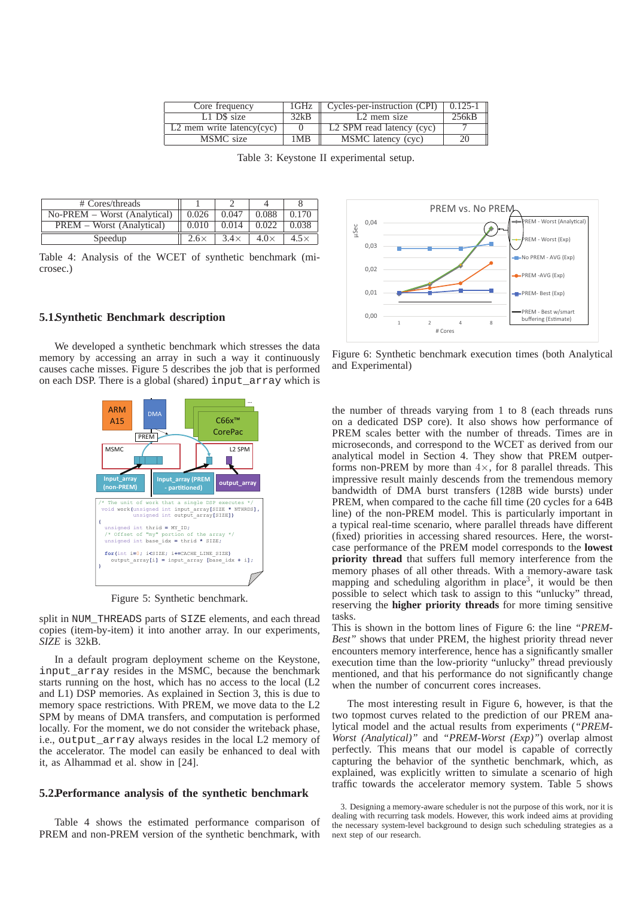| Core frequency | 1GHz | Cycles-per-instruction (CPI) | 0.125-1 |
|---|---|---|---|
| L1 D$ size | 32kB | L2 mem size | 256kB |
| L2 mem write latency(cyc) | 0 | L2 SPM read latency (cyc) | 7 |
| MSMC size | 1MB | MSMC latency (cyc) | 20 |

Table 3: Keystone II experimental setup.

| # Cores/threads | 1 | 2 | 4 | 8 |
|---|---|---|---|---|
| No-PREM – Worst (Analytical) | 0.026 | 0.047 | 0.088 | 0.170 |
| PREM – Worst (Analytical) | 0.010 | 0.014 | 0.022 | 0.038 |
| Speedup | 2.6× | 3.4× | 4.0× | 4.5× |

Table 4: Analysis of the WCET of synthetic benchmark (microsec.)

### 5.1. Synthetic Benchmark description

We developed a synthetic benchmark which stresses the data memory by accessing an array in such a way it continuously causes cache misses. Figure 5 describes the job that is performed on each DSP. There is a global (shared) `input_array` which is split in `NUM_THREADS` parts of `SIZE` elements, and each thread copies (item-by-item) it into another array. In our experiments, *SIZE* is 32kB.

```
/* The unit of work that a single DSP executes */
void work(unsigned int input_array[SIZE * NTHRDS],
          unsigned int output_array[SIZE])
{
  unsigned int thrid = MY_ID;
  /* Offset of "my" portion of the array */
  unsigned int base_idx = thrid * SIZE;

  for(int i=0; i<SIZE; i+=CACHE_LINE_SIZE)
    output_array[i] = input_array [base_idx + i];
}
```

Figure 5: Synthetic benchmark.

In a default program deployment scheme on the Keystone, `input_array` resides in the MSMC, because the benchmark starts running on the host, which has no access to the local (L2 and L1) DSP memories. As explained in Section 3, this is due to memory space restrictions. With PREM, we move data to the L2 SPM by means of DMA transfers, and computation is performed locally. For the moment, we do not consider the writeback phase, i.e., `output_array` always resides in the local L2 memory of the accelerator. The model can easily be enhanced to deal with it, as Alhammad et al. show in [24].

### 5.2. Performance analysis of the synthetic benchmark

Table 4 shows the estimated performance comparison of PREM and non-PREM version of the synthetic benchmark, with the number of threads varying from 1 to 8 (each threads runs on a dedicated DSP core). It also shows how performance of PREM scales better with the number of threads. Times are in microseconds, and correspond to the WCET as derived from our analytical model in Section 4. They show that PREM outperforms non-PREM by more than 4×, for 8 parallel threads. This impressive result mainly descends from the tremendous memory bandwidth of DMA burst transfers (128B wide bursts) under PREM, when compared to the cache fill time (20 cycles for a 64B line) of the non-PREM model. This is particularly important in a typical real-time scenario, where parallel threads have different (fixed) priorities in accessing shared resources. Here, the worst-case performance of the PREM model corresponds to the **lowest priority thread** that suffers full memory interference from the memory phases of all other threads. With a memory-aware task mapping and scheduling algorithm in place[3], it would be then possible to select which task to assign to this "unlucky" thread, reserving the **higher priority threads** for more timing sensitive tasks.

This is shown in the bottom lines of Figure 6: the line *"PREM-Best"* shows that under PREM, the highest priority thread never encounters memory interference, hence has a significantly smaller execution time than the low-priority "unlucky" thread previously mentioned, and that his performance do not significantly change when the number of concurrent cores increases.

Figure 6: Synthetic benchmark execution times (both Analytical and Experimental)

The most interesting result in Figure 6, however, is that the two topmost curves related to the prediction of our PREM analytical model and the actual results from experiments (*"PREM-Worst (Analytical)"* and *"PREM-Worst (Exp)"*) overlap almost perfectly. This means that our model is capable of correctly capturing the behavior of the synthetic benchmark, which, as explained, was explicitly written to simulate a scenario of high traffic towards the accelerator memory system. Table 5 shows

3. Designing a memory-aware scheduler is not the purpose of this work, nor it is dealing with recurring task models. However, this work indeed aims at providing the necessary system-level background to design such scheduling strategies as a next step of our research.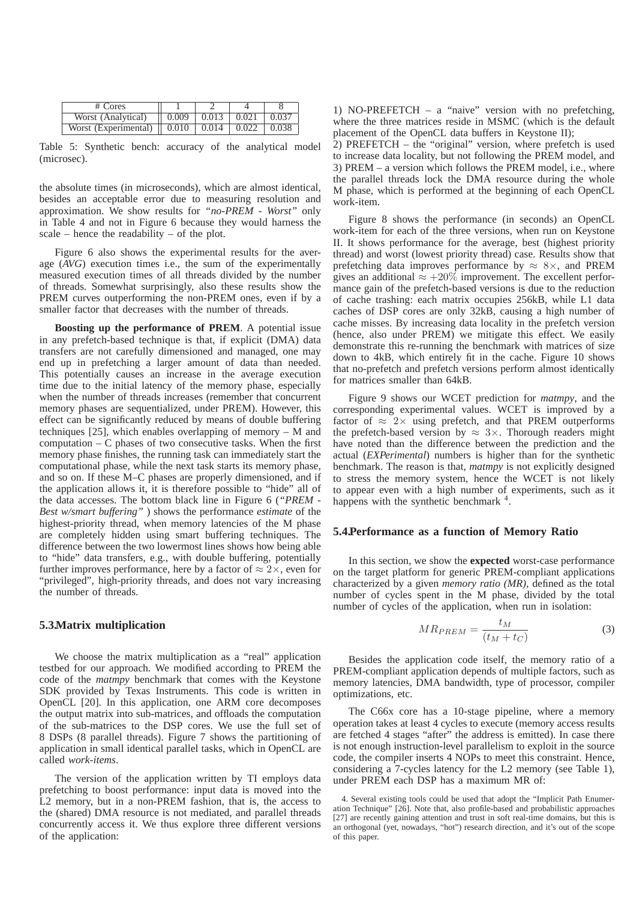| # Cores | 1 | 2 | 4 | 8 |
|---|---|---|---|---|
| Worst (Analytical) | 0.009 | 0.013 | 0.021 | 0.037 |
| Worst (Experimental) | 0.010 | 0.014 | 0.022 | 0.038 |

Table 5: Synthetic bench: accuracy of the analytical model (microsec).

the absolute times (in microseconds), which are almost identical, besides an acceptable error due to measuring resolution and approximation. We show results for *"no-PREM - Worst"* only in Table 4 and not in Figure 6 because they would harness the scale – hence the readability – of the plot.

Figure 6 also shows the experimental results for the average (*AVG*) execution times i.e., the sum of the experimentally measured execution times of all threads divided by the number of threads. Somewhat surprisingly, also these results show the PREM curves outperforming the non-PREM ones, even if by a smaller factor that decreases with the number of threads.

**Boosting up the performance of PREM**. A potential issue in any prefetch-based technique is that, if explicit (DMA) data transfers are not carefully dimensioned and managed, one may end up in prefetching a larger amount of data than needed. This potentially causes an increase in the average execution time due to the initial latency of the memory phase, especially when the number of threads increases (remember that concurrent memory phases are sequentialized, under PREM). However, this effect can be significantly reduced by means of double buffering techniques [25], which enables overlapping of memory – M and computation – C phases of two consecutive tasks. When the first memory phase finishes, the running task can immediately start the computational phase, while the next task starts its memory phase, and so on. If these M–C phases are properly dimensioned, and if the application allows it, it is therefore possible to "hide" all of the data accesses. The bottom black line in Figure 6 (*"PREM - Best w/smart buffering"* ) shows the performance *estimate* of the highest-priority thread, when memory latencies of the M phase are completely hidden using smart buffering techniques. The difference between the two lowermost lines shows how being able to "hide" data transfers, e.g., with double buffering, potentially further improves performance, here by a factor of $\approx 2\times$, even for "privileged", high-priority threads, and does not vary increasing the number of threads.

## 5.3. Matrix multiplication

We choose the matrix multiplication as a "real" application testbed for our approach. We modified according to PREM the code of the *matmpy* benchmark that comes with the Keystone SDK provided by Texas Instruments. This code is written in OpenCL [20]. In this application, one ARM core decomposes the output matrix into sub-matrices, and offloads the computation of the sub-matrices to the DSP cores. We use the full set of 8 DSPs (8 parallel threads). Figure 7 shows the partitioning of application in small identical parallel tasks, which in OpenCL are called *work-items*.

The version of the application written by TI employs data prefetching to boost performance: input data is moved into the L2 memory, but in a non-PREM fashion, that is, the access to the (shared) DMA resource is not mediated, and parallel threads concurrently access it. We thus explore three different versions of the application:

1) NO-PREFETCH – a "naive" version with no prefetching, where the three matrices reside in MSMC (which is the default placement of the OpenCL data buffers in Keystone II);
2) PREFETCH – the "original" version, where prefetch is used to increase data locality, but not following the PREM model, and
3) PREM – a version which follows the PREM model, i.e., where the parallel threads lock the DMA resource during the whole M phase, which is performed at the beginning of each OpenCL work-item.

Figure 8 shows the performance (in seconds) an OpenCL work-item for each of the three versions, when run on Keystone II. It shows performance for the average, best (highest priority thread) and worst (lowest priority thread) case. Results show that prefetching data improves performance by $\approx 8\times$, and PREM gives an additional $\approx +20\%$ improvement. The excellent performance gain of the prefetch-based versions is due to the reduction of cache trashing: each matrix occupies 256kB, while L1 data caches of DSP cores are only 32kB, causing a high number of cache misses. By increasing data locality in the prefetch version (hence, also under PREM) we mitigate this effect. We easily demonstrate this re-running the benchmark with matrices of size down to 4kB, which entirely fit in the cache. Figure 10 shows that no-prefetch and prefetch versions perform almost identically for matrices smaller than 64kB.

Figure 9 shows our WCET prediction for *matmpy*, and the corresponding experimental values. WCET is improved by a factor of $\approx 2\times$ using prefetch, and that PREM outperforms the prefetch-based version by $\approx 3\times$. Thorough readers might have noted than the difference between the prediction and the actual (*EXPerimental*) numbers is higher than for the synthetic benchmark. The reason is that, *matmpy* is not explicitly designed to stress the memory system, hence the WCET is not likely to appear even with a high number of experiments, such as it happens with the synthetic benchmark [4].

## 5.4. Performance as a function of Memory Ratio

In this section, we show the **expected** worst-case performance on the target platform for generic PREM-compliant applications characterized by a given *memory ratio (MR)*, defined as the total number of cycles spent in the M phase, divided by the total number of cycles of the application, when run in isolation:

$$MR_{PREM} = \frac{t_M}{(t_M + t_C)} \tag{3}$$

Besides the application code itself, the memory ratio of a PREM-compliant application depends of multiple factors, such as memory latencies, DMA bandwidth, type of processor, compiler optimizations, etc.

The C66x core has a 10-stage pipeline, where a memory operation takes at least 4 cycles to execute (memory access results are fetched 4 stages "after" the address is emitted). In case there is not enough instruction-level parallelism to exploit in the source code, the compiler inserts 4 NOPs to meet this constraint. Hence, considering a 7-cycles latency for the L2 memory (see Table 1), under PREM each DSP has a maximum MR of:

4. Several existing tools could be used that adopt the "Implicit Path Enumeration Technique" [26]. Note that, also profile-based and probabilistic approaches [27] are recently gaining attention and trust in soft real-time domains, but this is an orthogonal (yet, nowadays, "hot") research direction, and it's out of the scope of this paper.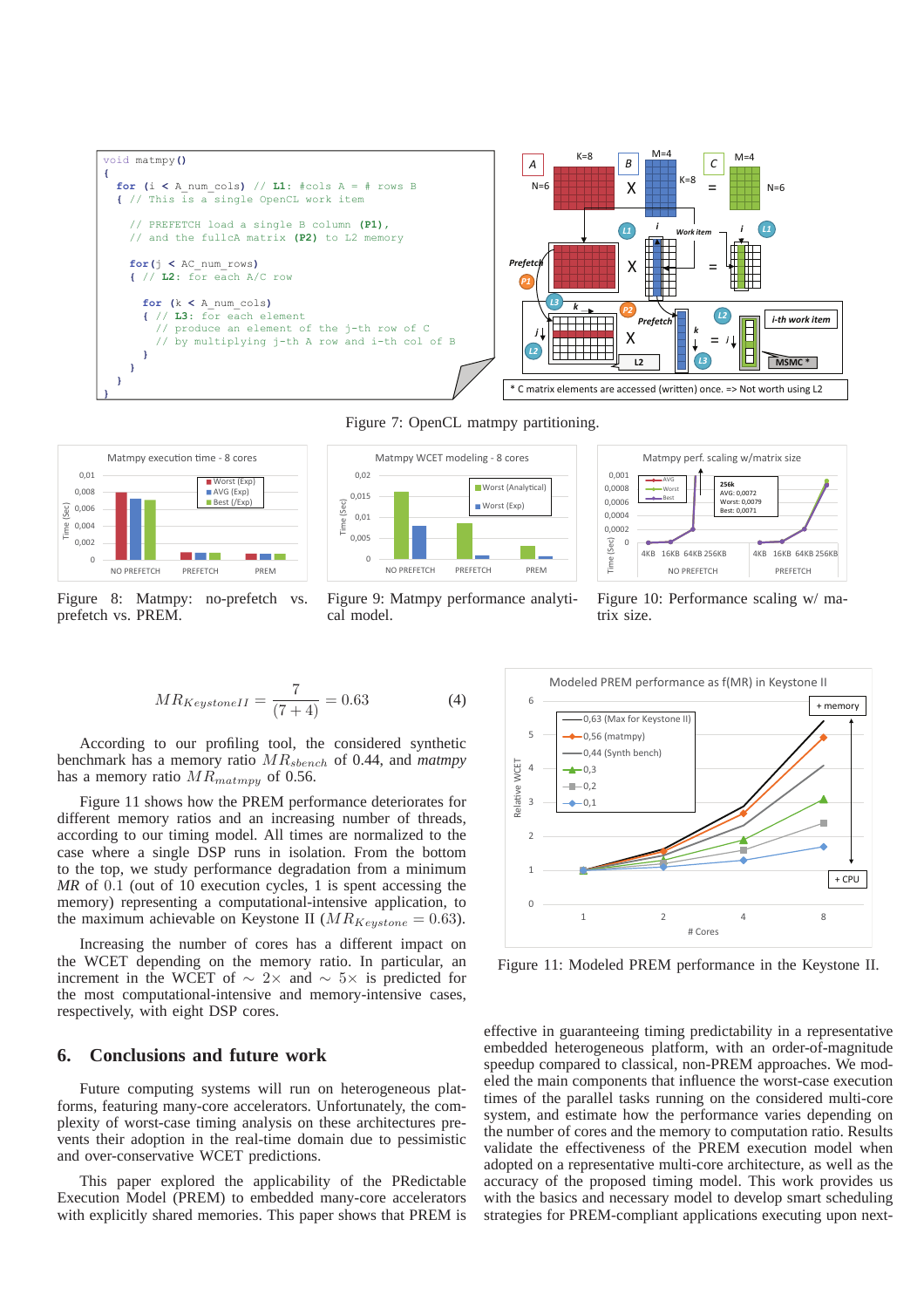```
void matmpy()
{
  for (i < A_num_cols) // L1: #cols A = # rows B
  { // This is a single OpenCL work item

    // PREFETCH load a single B column (P1),
    // and the fullcA matrix (P2) to L2 memory

    for(j < AC_num_rows)
    { // L2: for each A/C row

      for (k < A_num_cols)
      { // L3: for each element
        // produce an element of the j-th row of C
        // by multiplying j-th A row and i-th col of B
      }
    }
  }
}
```

Figure 7: OpenCL matmpy partitioning.

Figure 8: Matmpy: no-prefetch vs. prefetch vs. PREM.

Figure 9: Matmpy performance analytical model.

Figure 10: Performance scaling w/ matrix size.

$$MR_{KeystoneII} = \frac{7}{(7+4)} = 0.63 \qquad (4)$$

According to our profiling tool, the considered synthetic benchmark has a memory ratio $MR_{sbench}$ of 0.44, and *matmpy* has a memory ratio $MR_{matmpy}$ of 0.56.

Figure 11 shows how the PREM performance deteriorates for different memory ratios and an increasing number of threads, according to our timing model. All times are normalized to the case where a single DSP runs in isolation. From the bottom to the top, we study performance degradation from a minimum *MR* of 0.1 (out of 10 execution cycles, 1 is spent accessing the memory) representing a computational-intensive application, to the maximum achievable on Keystone II ($MR_{Keystone} = 0.63$).

Increasing the number of cores has a different impact on the WCET depending on the memory ratio. In particular, an increment in the WCET of $\sim 2\times$ and $\sim 5\times$ is predicted for the most computational-intensive and memory-intensive cases, respectively, with eight DSP cores.

Figure 11: Modeled PREM performance in the Keystone II.

## 6. Conclusions and future work

Future computing systems will run on heterogeneous platforms, featuring many-core accelerators. Unfortunately, the complexity of worst-case timing analysis on these architectures prevents their adoption in the real-time domain due to pessimistic and over-conservative WCET predictions.

This paper explored the applicability of the PRedictable Execution Model (PREM) to embedded many-core accelerators with explicitly shared memories. This paper shows that PREM is effective in guaranteeing timing predictability in a representative embedded heterogeneous platform, with an order-of-magnitude speedup compared to classical, non-PREM approaches. We modeled the main components that influence the worst-case execution times of the parallel tasks running on the considered multi-core system, and estimate how the performance varies depending on the number of cores and the memory to computation ratio. Results validate the effectiveness of the PREM execution model when adopted on a representative multi-core architecture, as well as the accuracy of the proposed timing model. This work provides us with the basics and necessary model to develop smart scheduling strategies for PREM-compliant applications executing upon next-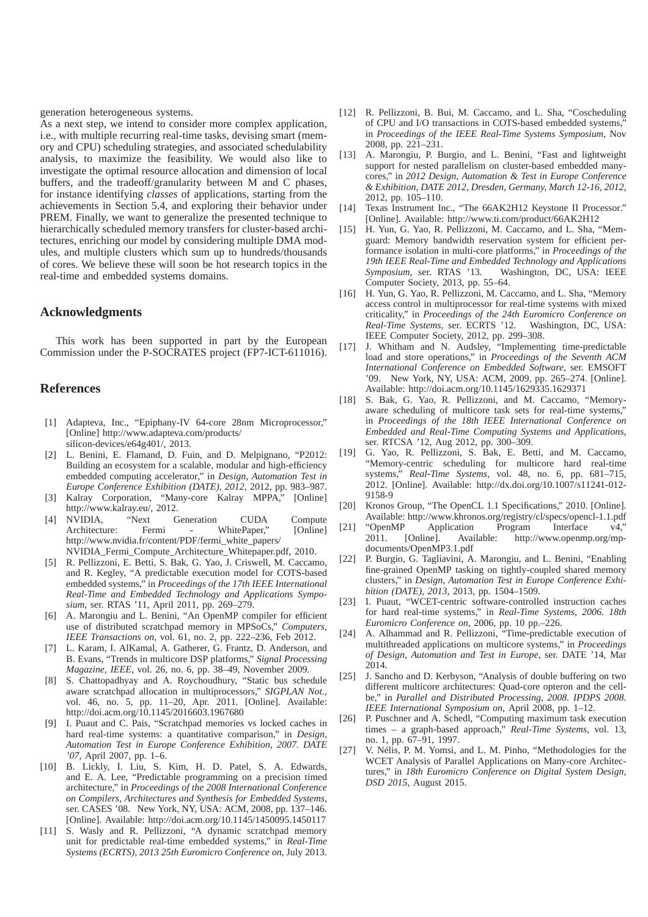generation heterogeneous systems.

As a next step, we intend to consider more complex application, i.e., with multiple recurring real-time tasks, devising smart (memory and CPU) scheduling strategies, and associated schedulability analysis, to maximize the feasibility. We would also like to investigate the optimal resource allocation and dimension of local buffers, and the tradeoff/granularity between M and C phases, for instance identifying *classes* of applications, starting from the achievements in Section 5.4, and exploring their behavior under PREM. Finally, we want to generalize the presented technique to hierarchically scheduled memory transfers for cluster-based architectures, enriching our model by considering multiple DMA modules, and multiple clusters which sum up to hundreds/thousands of cores. We believe these will soon be hot research topics in the real-time and embedded systems domains.

## Acknowledgments

This work has been supported in part by the European Commission under the P-SOCRATES project (FP7-ICT-611016).

## References

[1] Adapteva, Inc., "Epiphany-IV 64-core 28nm Microprocessor," [Online] http://www.adapteva.com/products/silicon-devices/e64g401/, 2013.

[2] L. Benini, E. Flamand, D. Fuin, and D. Melpignano, "P2012: Building an ecosystem for a scalable, modular and high-efficiency embedded computing accelerator," in *Design, Automation Test in Europe Conference Exhibition (DATE), 2012*, 2012, pp. 983–987.

[3] Kalray Corporation, "Many-core Kalray MPPA," [Online] http://www.kalray.eu/, 2012.

[4] NVIDIA, "Next Generation CUDA Compute Architecture: Fermi - WhitePaper," [Online] http://www.nvidia.fr/content/PDF/fermi_white_papers/NVIDIA_Fermi_Compute_Architecture_Whitepaper.pdf, 2010.

[5] R. Pellizzoni, E. Betti, S. Bak, G. Yao, J. Criswell, M. Caccamo, and R. Kegley, "A predictable execution model for COTS-based embedded systems," in *Proceedings of the 17th IEEE International Real-Time and Embedded Technology and Applications Symposium*, ser. RTAS '11, April 2011, pp. 269–279.

[6] A. Marongiu and L. Benini, "An OpenMP compiler for efficient use of distributed scratchpad memory in MPSoCs," *Computers, IEEE Transactions on*, vol. 61, no. 2, pp. 222–236, Feb 2012.

[7] L. Karam, I. AlKamal, A. Gatherer, G. Frantz, D. Anderson, and B. Evans, "Trends in multicore DSP platforms," *Signal Processing Magazine, IEEE*, vol. 26, no. 6, pp. 38–49, November 2009.

[8] S. Chattopadhyay and A. Roychoudhury, "Static bus schedule aware scratchpad allocation in multiprocessors," *SIGPLAN Not.*, vol. 46, no. 5, pp. 11–20, Apr. 2011. [Online]. Available: http://doi.acm.org/10.1145/2016603.1967680

[9] I. Puaut and C. Pais, "Scratchpad memories vs locked caches in hard real-time systems: a quantitative comparison," in *Design, Automation Test in Europe Conference Exhibition, 2007. DATE '07*, April 2007, pp. 1–6.

[10] B. Lickly, I. Liu, S. Kim, H. D. Patel, S. A. Edwards, and E. A. Lee, "Predictable programming on a precision timed architecture," in *Proceedings of the 2008 International Conference on Compilers, Architectures and Synthesis for Embedded Systems*, ser. CASES '08. New York, NY, USA: ACM, 2008, pp. 137–146. [Online]. Available: http://doi.acm.org/10.1145/1450095.1450117

[11] S. Wasly and R. Pellizzoni, "A dynamic scratchpad memory unit for predictable real-time embedded systems," in *Real-Time Systems (ECRTS), 2013 25th Euromicro Conference on*, July 2013.

[12] R. Pellizzoni, B. Bui, M. Caccamo, and L. Sha, "Coscheduling of CPU and I/O transactions in COTS-based embedded systems," in *Proceedings of the IEEE Real-Time Systems Symposium*, Nov 2008, pp. 221–231.

[13] A. Marongiu, P. Burgio, and L. Benini, "Fast and lightweight support for nested parallelism on cluster-based embedded many-cores," in *2012 Design, Automation & Test in Europe Conference & Exhibition, DATE 2012, Dresden, Germany, March 12-16, 2012*, 2012, pp. 105–110.

[14] Texas Instrument Inc., "The 66AK2H12 Keystone II Processor." [Online]. Available: http://www.ti.com/product/66AK2H12

[15] H. Yun, G. Yao, R. Pellizzoni, M. Caccamo, and L. Sha, "Memguard: Memory bandwidth reservation system for efficient performance isolation in multi-core platforms," in *Proceedings of the 19th IEEE Real-Time and Embedded Technology and Applications Symposium*, ser. RTAS '13. Washington, DC, USA: IEEE Computer Society, 2013, pp. 55–64.

[16] H. Yun, G. Yao, R. Pellizzoni, M. Caccamo, and L. Sha, "Memory access control in multiprocessor for real-time systems with mixed criticality," in *Proceedings of the 24th Euromicro Conference on Real-Time Systems*, ser. ECRTS '12. Washington, DC, USA: IEEE Computer Society, 2012, pp. 299–308.

[17] J. Whitham and N. Audsley, "Implementing time-predictable load and store operations," in *Proceedings of the Seventh ACM International Conference on Embedded Software*, ser. EMSOFT '09. New York, NY, USA: ACM, 2009, pp. 265–274. [Online]. Available: http://doi.acm.org/10.1145/1629335.1629371

[18] S. Bak, G. Yao, R. Pellizzoni, and M. Caccamo, "Memory-aware scheduling of multicore task sets for real-time systems," in *Proceedings of the 18th IEEE International Conference on Embedded and Real-Time Computing Systems and Applications*, ser. RTCSA '12, Aug 2012, pp. 300–309.

[19] G. Yao, R. Pellizzoni, S. Bak, E. Betti, and M. Caccamo, "Memory-centric scheduling for multicore hard real-time systems," *Real-Time Systems*, vol. 48, no. 6, pp. 681–715, 2012. [Online]. Available: http://dx.doi.org/10.1007/s11241-012-9158-9

[20] Kronos Group, "The OpenCL 1.1 Specifications," 2010. [Online]. Available: http://www.khronos.org/registry/cl/specs/opencl-1.1.pdf

[21] "OpenMP Application Program Interface v4," 2011. [Online]. Available: http://www.openmp.org/mp-documents/OpenMP3.1.pdf

[22] P. Burgio, G. Tagliavini, A. Marongiu, and L. Benini, "Enabling fine-grained OpenMP tasking on tightly-coupled shared memory clusters," in *Design, Automation Test in Europe Conference Exhibition (DATE), 2013*, 2013, pp. 1504–1509.

[23] I. Puaut, "WCET-centric software-controlled instruction caches for hard real-time systems," in *Real-Time Systems, 2006. 18th Euromicro Conference on*, 2006, pp. 10 pp.–226.

[24] A. Alhammad and R. Pellizzoni, "Time-predictable execution of multithreaded applications on multicore systems," in *Proceedings of Design, Automation and Test in Europe*, ser. DATE '14, Mar 2014.

[25] J. Sancho and D. Kerbyson, "Analysis of double buffering on two different multicore architectures: Quad-core opteron and the cell-be," in *Parallel and Distributed Processing, 2008. IPDPS 2008. IEEE International Symposium on*, April 2008, pp. 1–12.

[26] P. Puschner and A. Schedl, "Computing maximum task execution times – a graph-based approach," *Real-Time Systems*, vol. 13, no. 1, pp. 67–91, 1997.

[27] V. Nélis, P. M. Yomsi, and L. M. Pinho, "Methodologies for the WCET Analysis of Parallel Applications on Many-core Architectures," in *18th Euromicro Conference on Digital System Design, DSD 2015*, August 2015.